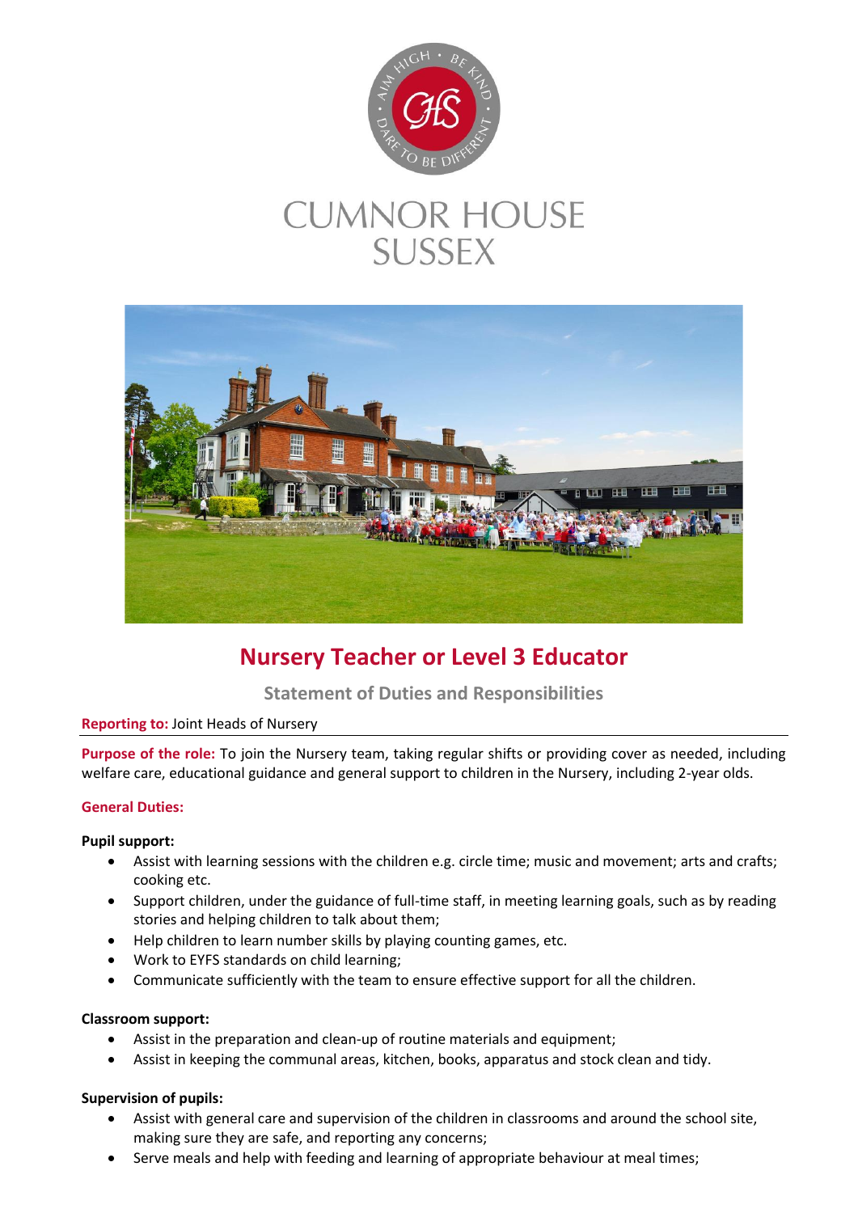CUMNOR HOUSE
SUSSEX

# Nursery Teacher or Level 3 Educator

## Statement of Duties and Responsibilities

**Reporting to:** Joint Heads of Nursery

**Purpose of the role:** To join the Nursery team, taking regular shifts or providing cover as needed, including welfare care, educational guidance and general support to children in the Nursery, including 2-year olds.

### General Duties:

**Pupil support:**

- Assist with learning sessions with the children e.g. circle time; music and movement; arts and crafts; cooking etc.
- Support children, under the guidance of full-time staff, in meeting learning goals, such as by reading stories and helping children to talk about them;
- Help children to learn number skills by playing counting games, etc.
- Work to EYFS standards on child learning;
- Communicate sufficiently with the team to ensure effective support for all the children.

**Classroom support:**

- Assist in the preparation and clean-up of routine materials and equipment;
- Assist in keeping the communal areas, kitchen, books, apparatus and stock clean and tidy.

**Supervision of pupils:**

- Assist with general care and supervision of the children in classrooms and around the school site, making sure they are safe, and reporting any concerns;
- Serve meals and help with feeding and learning of appropriate behaviour at meal times;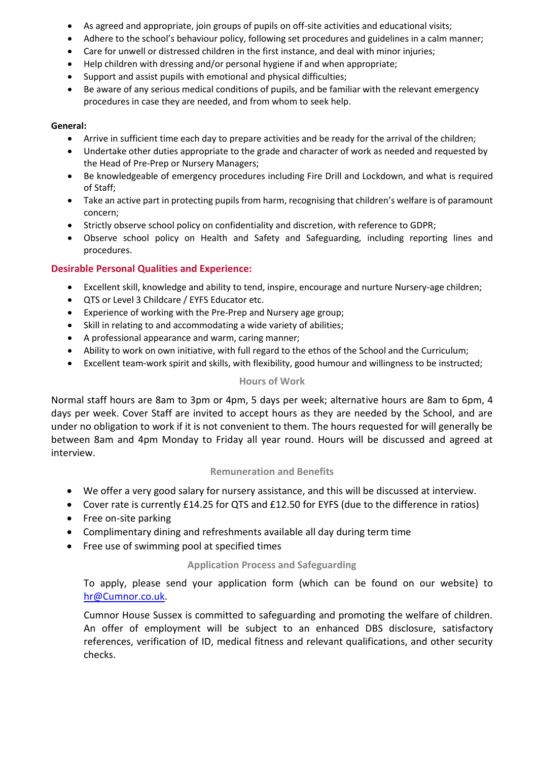- As agreed and appropriate, join groups of pupils on off-site activities and educational visits;
- Adhere to the school's behaviour policy, following set procedures and guidelines in a calm manner;
- Care for unwell or distressed children in the first instance, and deal with minor injuries;
- Help children with dressing and/or personal hygiene if and when appropriate;
- Support and assist pupils with emotional and physical difficulties;
- Be aware of any serious medical conditions of pupils, and be familiar with the relevant emergency procedures in case they are needed, and from whom to seek help.

**General:**

- Arrive in sufficient time each day to prepare activities and be ready for the arrival of the children;
- Undertake other duties appropriate to the grade and character of work as needed and requested by the Head of Pre-Prep or Nursery Managers;
- Be knowledgeable of emergency procedures including Fire Drill and Lockdown, and what is required of Staff;
- Take an active part in protecting pupils from harm, recognising that children's welfare is of paramount concern;
- Strictly observe school policy on confidentiality and discretion, with reference to GDPR;
- Observe school policy on Health and Safety and Safeguarding, including reporting lines and procedures.

## Desirable Personal Qualities and Experience:

- Excellent skill, knowledge and ability to tend, inspire, encourage and nurture Nursery-age children;
- QTS or Level 3 Childcare / EYFS Educator etc.
- Experience of working with the Pre-Prep and Nursery age group;
- Skill in relating to and accommodating a wide variety of abilities;
- A professional appearance and warm, caring manner;
- Ability to work on own initiative, with full regard to the ethos of the School and the Curriculum;
- Excellent team-work spirit and skills, with flexibility, good humour and willingness to be instructed;

## Hours of Work

Normal staff hours are 8am to 3pm or 4pm, 5 days per week; alternative hours are 8am to 6pm, 4 days per week. Cover Staff are invited to accept hours as they are needed by the School, and are under no obligation to work if it is not convenient to them. The hours requested for will generally be between 8am and 4pm Monday to Friday all year round. Hours will be discussed and agreed at interview.

## Remuneration and Benefits

- We offer a very good salary for nursery assistance, and this will be discussed at interview.
- Cover rate is currently £14.25 for QTS and £12.50 for EYFS (due to the difference in ratios)
- Free on-site parking
- Complimentary dining and refreshments available all day during term time
- Free use of swimming pool at specified times

## Application Process and Safeguarding

To apply, please send your application form (which can be found on our website) to hr@Cumnor.co.uk.

Cumnor House Sussex is committed to safeguarding and promoting the welfare of children. An offer of employment will be subject to an enhanced DBS disclosure, satisfactory references, verification of ID, medical fitness and relevant qualifications, and other security checks.